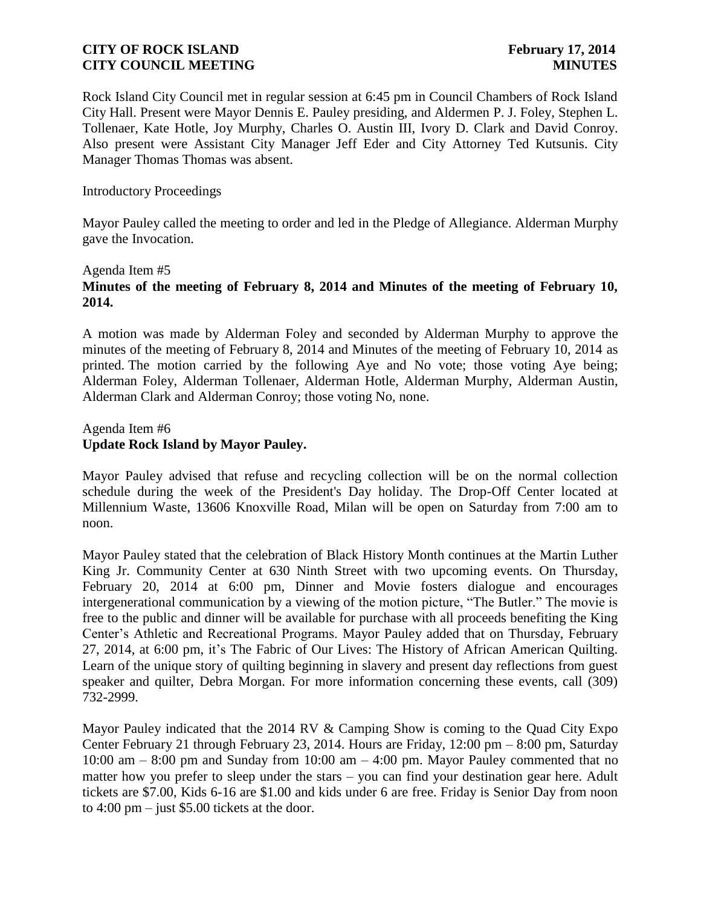Rock Island City Council met in regular session at 6:45 pm in Council Chambers of Rock Island City Hall. Present were Mayor Dennis E. Pauley presiding, and Aldermen P. J. Foley, Stephen L. Tollenaer, Kate Hotle, Joy Murphy, Charles O. Austin III, Ivory D. Clark and David Conroy. Also present were Assistant City Manager Jeff Eder and City Attorney Ted Kutsunis. City Manager Thomas Thomas was absent.

Introductory Proceedings

Mayor Pauley called the meeting to order and led in the Pledge of Allegiance. Alderman Murphy gave the Invocation.

Agenda Item #5
**Minutes of the meeting of February 8, 2014 and Minutes of the meeting of February 10, 2014.**

A motion was made by Alderman Foley and seconded by Alderman Murphy to approve the minutes of the meeting of February 8, 2014 and Minutes of the meeting of February 10, 2014 as printed. The motion carried by the following Aye and No vote; those voting Aye being; Alderman Foley, Alderman Tollenaer, Alderman Hotle, Alderman Murphy, Alderman Austin, Alderman Clark and Alderman Conroy; those voting No, none.

Agenda Item #6
**Update Rock Island by Mayor Pauley.**

Mayor Pauley advised that refuse and recycling collection will be on the normal collection schedule during the week of the President's Day holiday. The Drop-Off Center located at Millennium Waste, 13606 Knoxville Road, Milan will be open on Saturday from 7:00 am to noon.

Mayor Pauley stated that the celebration of Black History Month continues at the Martin Luther King Jr. Community Center at 630 Ninth Street with two upcoming events. On Thursday, February 20, 2014 at 6:00 pm, Dinner and Movie fosters dialogue and encourages intergenerational communication by a viewing of the motion picture, "The Butler." The movie is free to the public and dinner will be available for purchase with all proceeds benefiting the King Center's Athletic and Recreational Programs. Mayor Pauley added that on Thursday, February 27, 2014, at 6:00 pm, it's The Fabric of Our Lives: The History of African American Quilting. Learn of the unique story of quilting beginning in slavery and present day reflections from guest speaker and quilter, Debra Morgan. For more information concerning these events, call (309) 732-2999.

Mayor Pauley indicated that the 2014 RV & Camping Show is coming to the Quad City Expo Center February 21 through February 23, 2014. Hours are Friday, 12:00 pm – 8:00 pm, Saturday 10:00 am – 8:00 pm and Sunday from 10:00 am – 4:00 pm. Mayor Pauley commented that no matter how you prefer to sleep under the stars – you can find your destination gear here. Adult tickets are $7.00, Kids 6-16 are $1.00 and kids under 6 are free. Friday is Senior Day from noon to 4:00 pm – just $5.00 tickets at the door.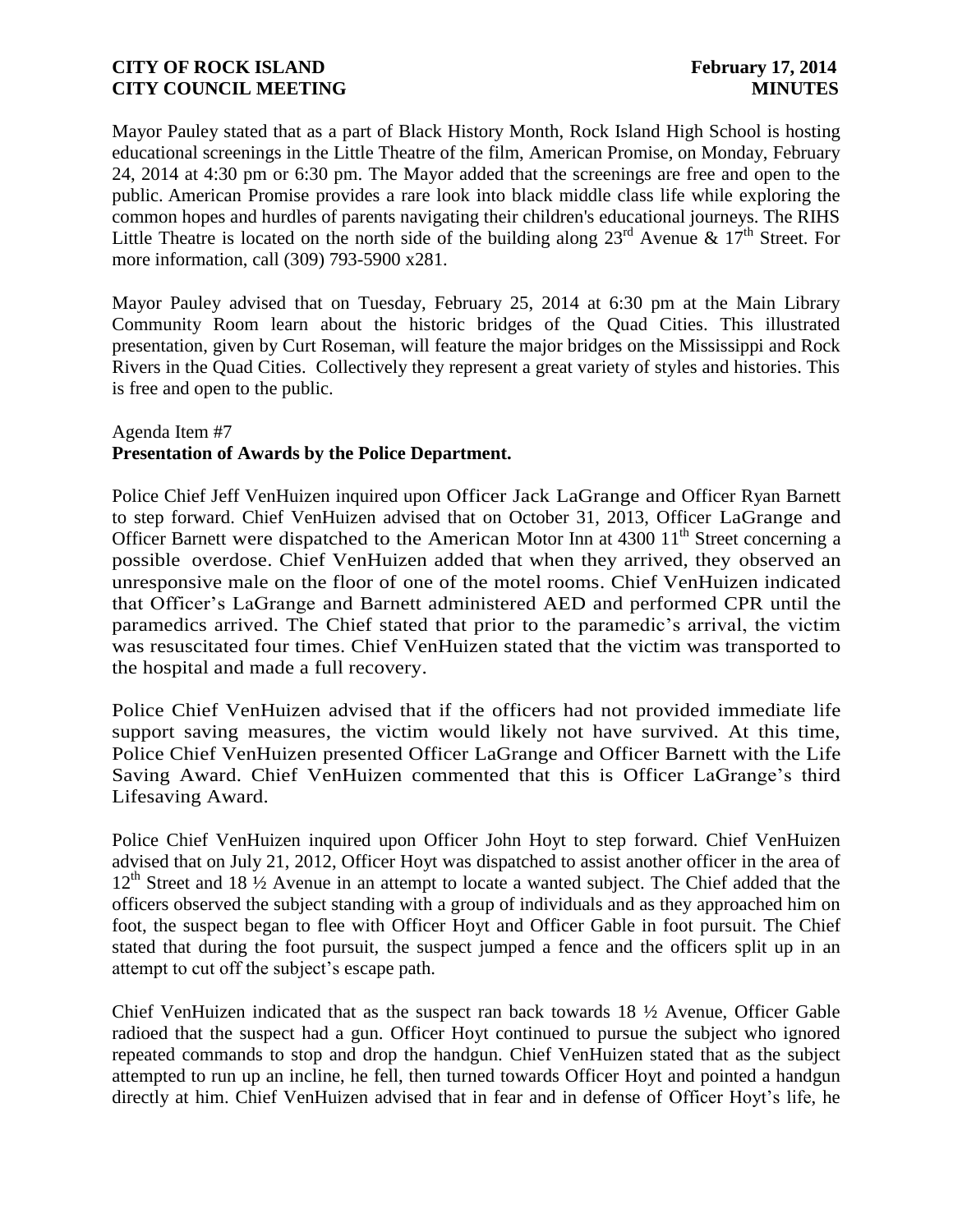Mayor Pauley stated that as a part of Black History Month, Rock Island High School is hosting educational screenings in the Little Theatre of the film, American Promise, on Monday, February 24, 2014 at 4:30 pm or 6:30 pm. The Mayor added that the screenings are free and open to the public. American Promise provides a rare look into black middle class life while exploring the common hopes and hurdles of parents navigating their children's educational journeys. The RIHS Little Theatre is located on the north side of the building along 23rd Avenue & 17th Street. For more information, call (309) 793-5900 x281.

Mayor Pauley advised that on Tuesday, February 25, 2014 at 6:30 pm at the Main Library Community Room learn about the historic bridges of the Quad Cities. This illustrated presentation, given by Curt Roseman, will feature the major bridges on the Mississippi and Rock Rivers in the Quad Cities. Collectively they represent a great variety of styles and histories. This is free and open to the public.

Agenda Item #7
**Presentation of Awards by the Police Department.**

Police Chief Jeff VenHuizen inquired upon Officer Jack LaGrange and Officer Ryan Barnett to step forward. Chief VenHuizen advised that on October 31, 2013, Officer LaGrange and Officer Barnett were dispatched to the American Motor Inn at 4300 11th Street concerning a possible overdose. Chief VenHuizen added that when they arrived, they observed an unresponsive male on the floor of one of the motel rooms. Chief VenHuizen indicated that Officer's LaGrange and Barnett administered AED and performed CPR until the paramedics arrived. The Chief stated that prior to the paramedic's arrival, the victim was resuscitated four times. Chief VenHuizen stated that the victim was transported to the hospital and made a full recovery.

Police Chief VenHuizen advised that if the officers had not provided immediate life support saving measures, the victim would likely not have survived. At this time, Police Chief VenHuizen presented Officer LaGrange and Officer Barnett with the Life Saving Award. Chief VenHuizen commented that this is Officer LaGrange's third Lifesaving Award.

Police Chief VenHuizen inquired upon Officer John Hoyt to step forward. Chief VenHuizen advised that on July 21, 2012, Officer Hoyt was dispatched to assist another officer in the area of 12th Street and 18 ½ Avenue in an attempt to locate a wanted subject. The Chief added that the officers observed the subject standing with a group of individuals and as they approached him on foot, the suspect began to flee with Officer Hoyt and Officer Gable in foot pursuit. The Chief stated that during the foot pursuit, the suspect jumped a fence and the officers split up in an attempt to cut off the subject's escape path.

Chief VenHuizen indicated that as the suspect ran back towards 18 ½ Avenue, Officer Gable radioed that the suspect had a gun. Officer Hoyt continued to pursue the subject who ignored repeated commands to stop and drop the handgun. Chief VenHuizen stated that as the subject attempted to run up an incline, he fell, then turned towards Officer Hoyt and pointed a handgun directly at him. Chief VenHuizen advised that in fear and in defense of Officer Hoyt's life, he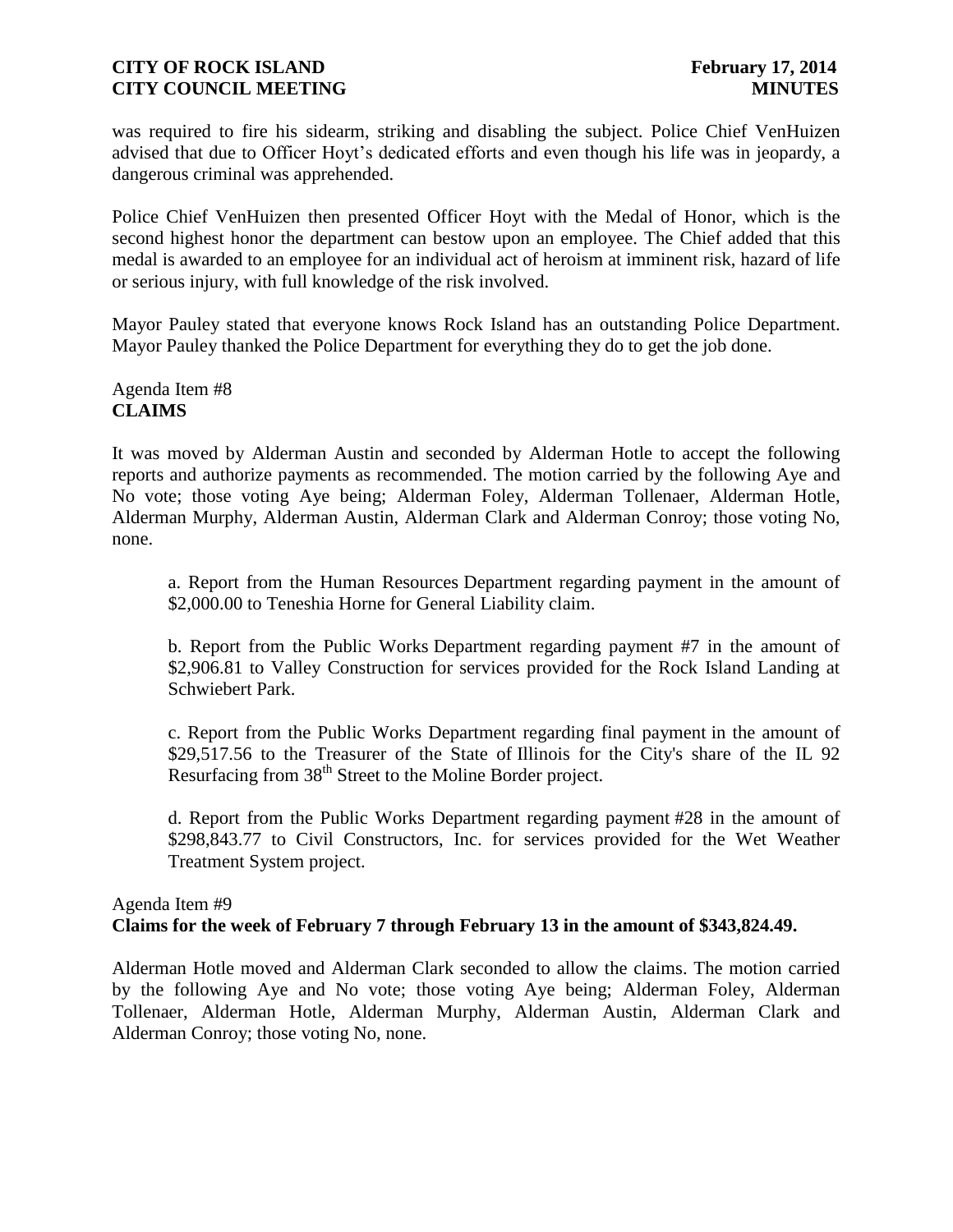was required to fire his sidearm, striking and disabling the subject. Police Chief VenHuizen advised that due to Officer Hoyt's dedicated efforts and even though his life was in jeopardy, a dangerous criminal was apprehended.

Police Chief VenHuizen then presented Officer Hoyt with the Medal of Honor, which is the second highest honor the department can bestow upon an employee. The Chief added that this medal is awarded to an employee for an individual act of heroism at imminent risk, hazard of life or serious injury, with full knowledge of the risk involved.

Mayor Pauley stated that everyone knows Rock Island has an outstanding Police Department. Mayor Pauley thanked the Police Department for everything they do to get the job done.

Agenda Item #8
**CLAIMS**

It was moved by Alderman Austin and seconded by Alderman Hotle to accept the following reports and authorize payments as recommended. The motion carried by the following Aye and No vote; those voting Aye being; Alderman Foley, Alderman Tollenaer, Alderman Hotle, Alderman Murphy, Alderman Austin, Alderman Clark and Alderman Conroy; those voting No, none.

a. Report from the Human Resources Department regarding payment in the amount of $2,000.00 to Teneshia Horne for General Liability claim.

b. Report from the Public Works Department regarding payment #7 in the amount of $2,906.81 to Valley Construction for services provided for the Rock Island Landing at Schwiebert Park.

c. Report from the Public Works Department regarding final payment in the amount of $29,517.56 to the Treasurer of the State of Illinois for the City's share of the IL 92 Resurfacing from 38th Street to the Moline Border project.

d. Report from the Public Works Department regarding payment #28 in the amount of $298,843.77 to Civil Constructors, Inc. for services provided for the Wet Weather Treatment System project.

Agenda Item #9
**Claims for the week of February 7 through February 13 in the amount of $343,824.49.**

Alderman Hotle moved and Alderman Clark seconded to allow the claims. The motion carried by the following Aye and No vote; those voting Aye being; Alderman Foley, Alderman Tollenaer, Alderman Hotle, Alderman Murphy, Alderman Austin, Alderman Clark and Alderman Conroy; those voting No, none.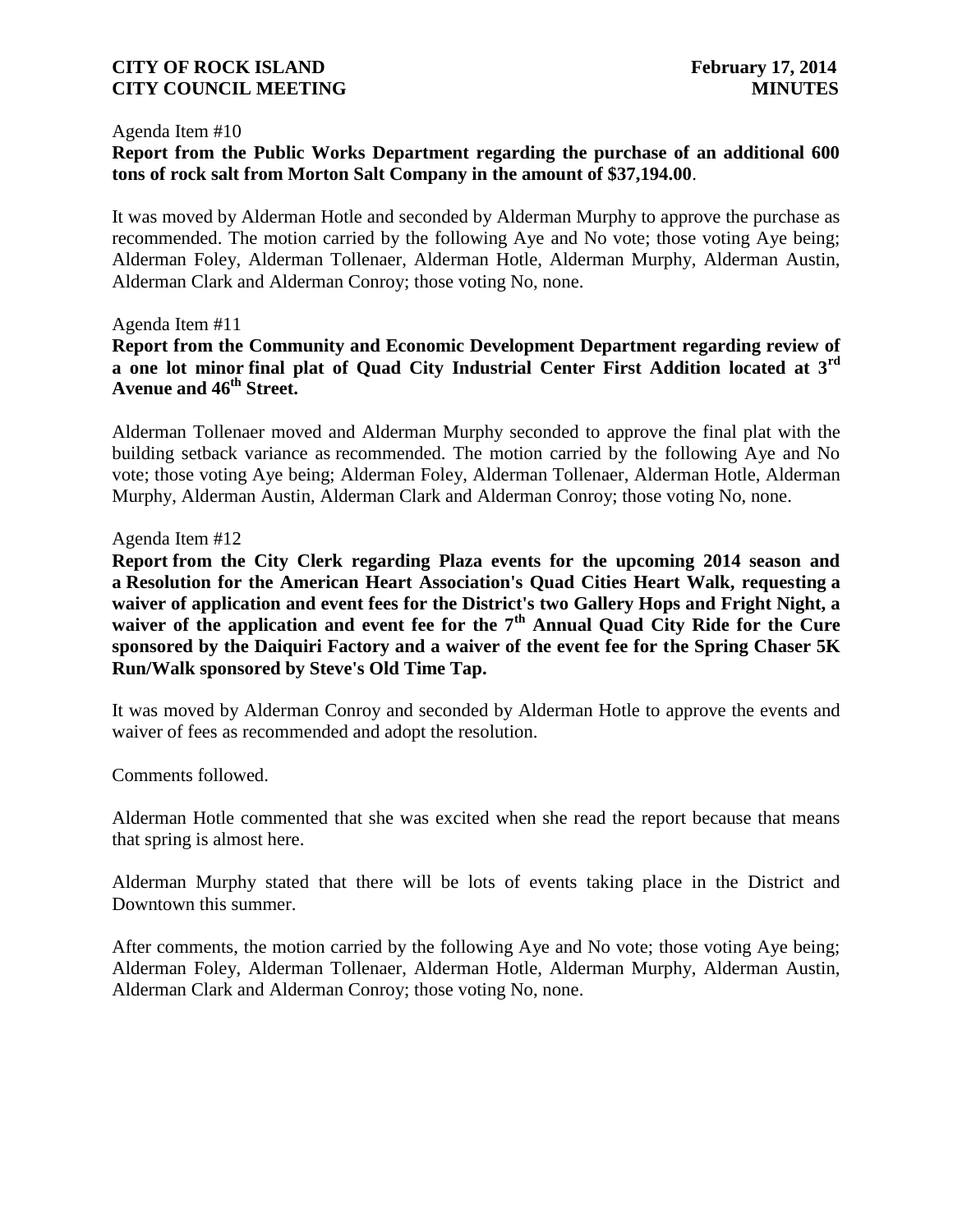Agenda Item #10

**Report from the Public Works Department regarding the purchase of an additional 600 tons of rock salt from Morton Salt Company in the amount of $37,194.00**.

It was moved by Alderman Hotle and seconded by Alderman Murphy to approve the purchase as recommended. The motion carried by the following Aye and No vote; those voting Aye being; Alderman Foley, Alderman Tollenaer, Alderman Hotle, Alderman Murphy, Alderman Austin, Alderman Clark and Alderman Conroy; those voting No, none.

Agenda Item #11

**Report from the Community and Economic Development Department regarding review of a one lot minor final plat of Quad City Industrial Center First Addition located at 3rd Avenue and 46th Street.**

Alderman Tollenaer moved and Alderman Murphy seconded to approve the final plat with the building setback variance as recommended. The motion carried by the following Aye and No vote; those voting Aye being; Alderman Foley, Alderman Tollenaer, Alderman Hotle, Alderman Murphy, Alderman Austin, Alderman Clark and Alderman Conroy; those voting No, none.

Agenda Item #12

**Report from the City Clerk regarding Plaza events for the upcoming 2014 season and a Resolution for the American Heart Association's Quad Cities Heart Walk, requesting a waiver of application and event fees for the District's two Gallery Hops and Fright Night, a waiver of the application and event fee for the 7th Annual Quad City Ride for the Cure sponsored by the Daiquiri Factory and a waiver of the event fee for the Spring Chaser 5K Run/Walk sponsored by Steve's Old Time Tap.**

It was moved by Alderman Conroy and seconded by Alderman Hotle to approve the events and waiver of fees as recommended and adopt the resolution.

Comments followed.

Alderman Hotle commented that she was excited when she read the report because that means that spring is almost here.

Alderman Murphy stated that there will be lots of events taking place in the District and Downtown this summer.

After comments, the motion carried by the following Aye and No vote; those voting Aye being; Alderman Foley, Alderman Tollenaer, Alderman Hotle, Alderman Murphy, Alderman Austin, Alderman Clark and Alderman Conroy; those voting No, none.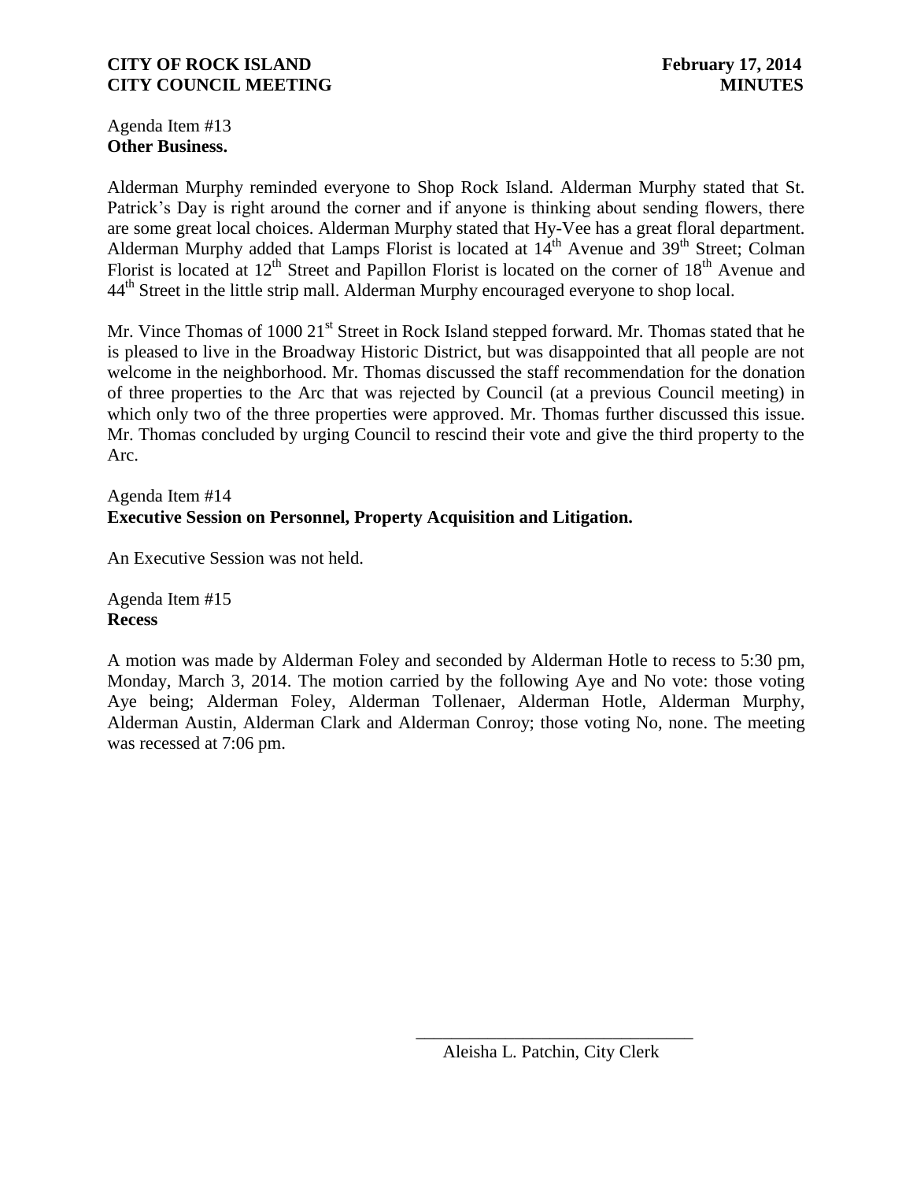Agenda Item #13
**Other Business.**

Alderman Murphy reminded everyone to Shop Rock Island. Alderman Murphy stated that St. Patrick's Day is right around the corner and if anyone is thinking about sending flowers, there are some great local choices. Alderman Murphy stated that Hy-Vee has a great floral department. Alderman Murphy added that Lamps Florist is located at 14th Avenue and 39th Street; Colman Florist is located at 12th Street and Papillon Florist is located on the corner of 18th Avenue and 44th Street in the little strip mall. Alderman Murphy encouraged everyone to shop local.

Mr. Vince Thomas of 1000 21st Street in Rock Island stepped forward. Mr. Thomas stated that he is pleased to live in the Broadway Historic District, but was disappointed that all people are not welcome in the neighborhood. Mr. Thomas discussed the staff recommendation for the donation of three properties to the Arc that was rejected by Council (at a previous Council meeting) in which only two of the three properties were approved. Mr. Thomas further discussed this issue. Mr. Thomas concluded by urging Council to rescind their vote and give the third property to the Arc.

Agenda Item #14
**Executive Session on Personnel, Property Acquisition and Litigation.**

An Executive Session was not held.

Agenda Item #15
**Recess**

A motion was made by Alderman Foley and seconded by Alderman Hotle to recess to 5:30 pm, Monday, March 3, 2014. The motion carried by the following Aye and No vote: those voting Aye being; Alderman Foley, Alderman Tollenaer, Alderman Hotle, Alderman Murphy, Alderman Austin, Alderman Clark and Alderman Conroy; those voting No, none. The meeting was recessed at 7:06 pm.

\_\_\_\_\_\_\_\_\_\_\_\_\_\_\_\_\_\_\_\_\_\_\_\_\_\_\_\_\_\_\_

Aleisha L. Patchin, City Clerk